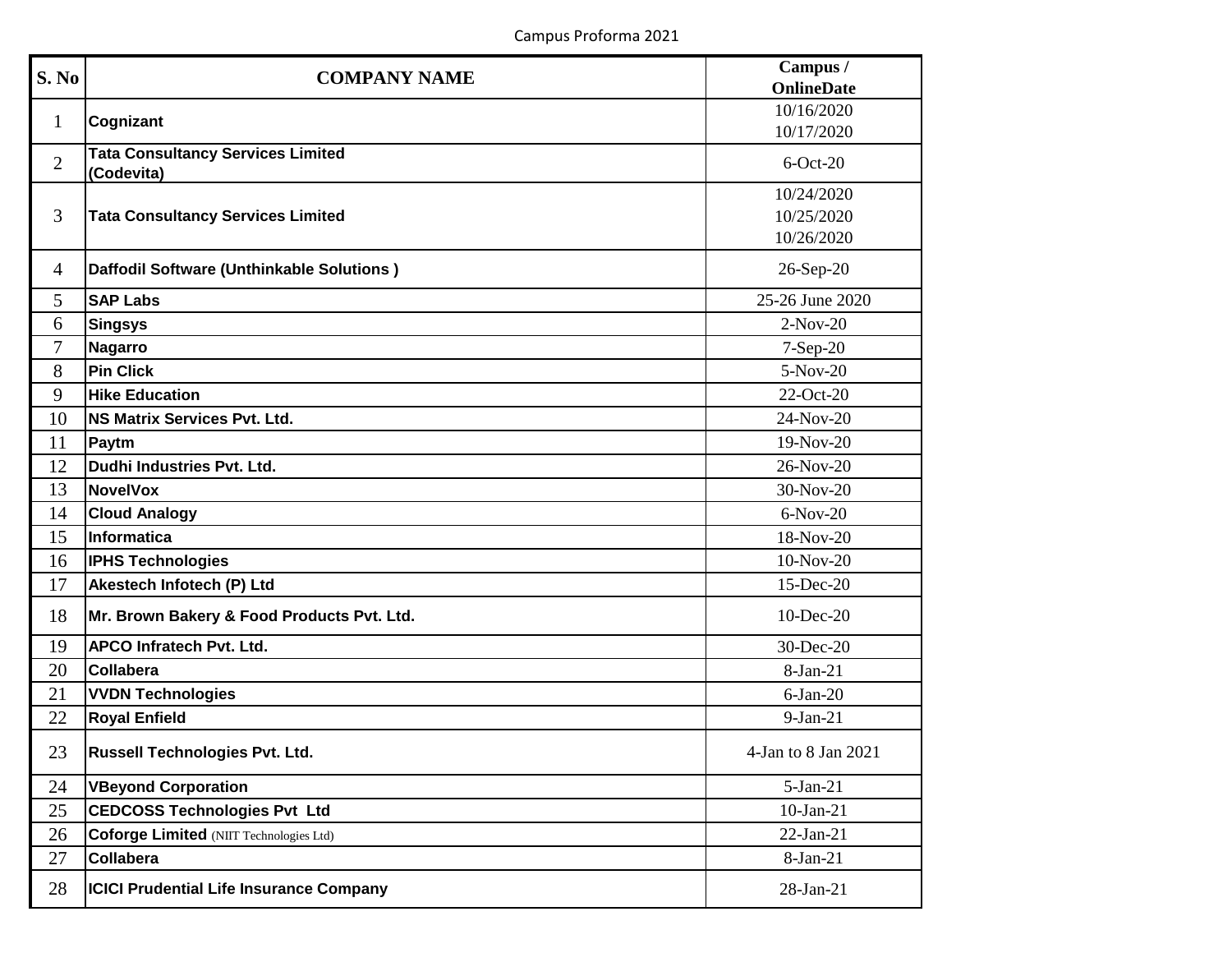Campus Proforma 2021

| S. No | COMPANY NAME | Campus / OnlineDate |
|---|---|---|
| 1 | **Cognizant** | 10/16/2020<br>10/17/2020 |
| 2 | **Tata Consultancy Services Limited (Codevita)** | 6-Oct-20 |
| 3 | **Tata Consultancy Services Limited** | 10/24/2020<br>10/25/2020<br>10/26/2020 |
| 4 | **Daffodil Software (Unthinkable Solutions )** | 26-Sep-20 |
| 5 | **SAP Labs** | 25-26 June 2020 |
| 6 | **Singsys** | 2-Nov-20 |
| 7 | **Nagarro** | 7-Sep-20 |
| 8 | **Pin Click** | 5-Nov-20 |
| 9 | **Hike Education** | 22-Oct-20 |
| 10 | **NS Matrix Services Pvt. Ltd.** | 24-Nov-20 |
| 11 | **Paytm** | 19-Nov-20 |
| 12 | **Dudhi Industries Pvt. Ltd.** | 26-Nov-20 |
| 13 | **NovelVox** | 30-Nov-20 |
| 14 | **Cloud Analogy** | 6-Nov-20 |
| 15 | **Informatica** | 18-Nov-20 |
| 16 | **IPHS Technologies** | 10-Nov-20 |
| 17 | **Akestech Infotech (P) Ltd** | 15-Dec-20 |
| 18 | **Mr. Brown Bakery & Food Products Pvt. Ltd.** | 10-Dec-20 |
| 19 | **APCO Infratech Pvt. Ltd.** | 30-Dec-20 |
| 20 | **Collabera** | 8-Jan-21 |
| 21 | **VVDN Technologies** | 6-Jan-20 |
| 22 | **Royal Enfield** | 9-Jan-21 |
| 23 | **Russell Technologies Pvt. Ltd.** | 4-Jan to 8 Jan 2021 |
| 24 | **VBeyond Corporation** | 5-Jan-21 |
| 25 | **CEDCOSS Technologies Pvt Ltd** | 10-Jan-21 |
| 26 | **Coforge Limited** (NIIT Technologies Ltd) | 22-Jan-21 |
| 27 | **Collabera** | 8-Jan-21 |
| 28 | **ICICI Prudential Life Insurance Company** | 28-Jan-21 |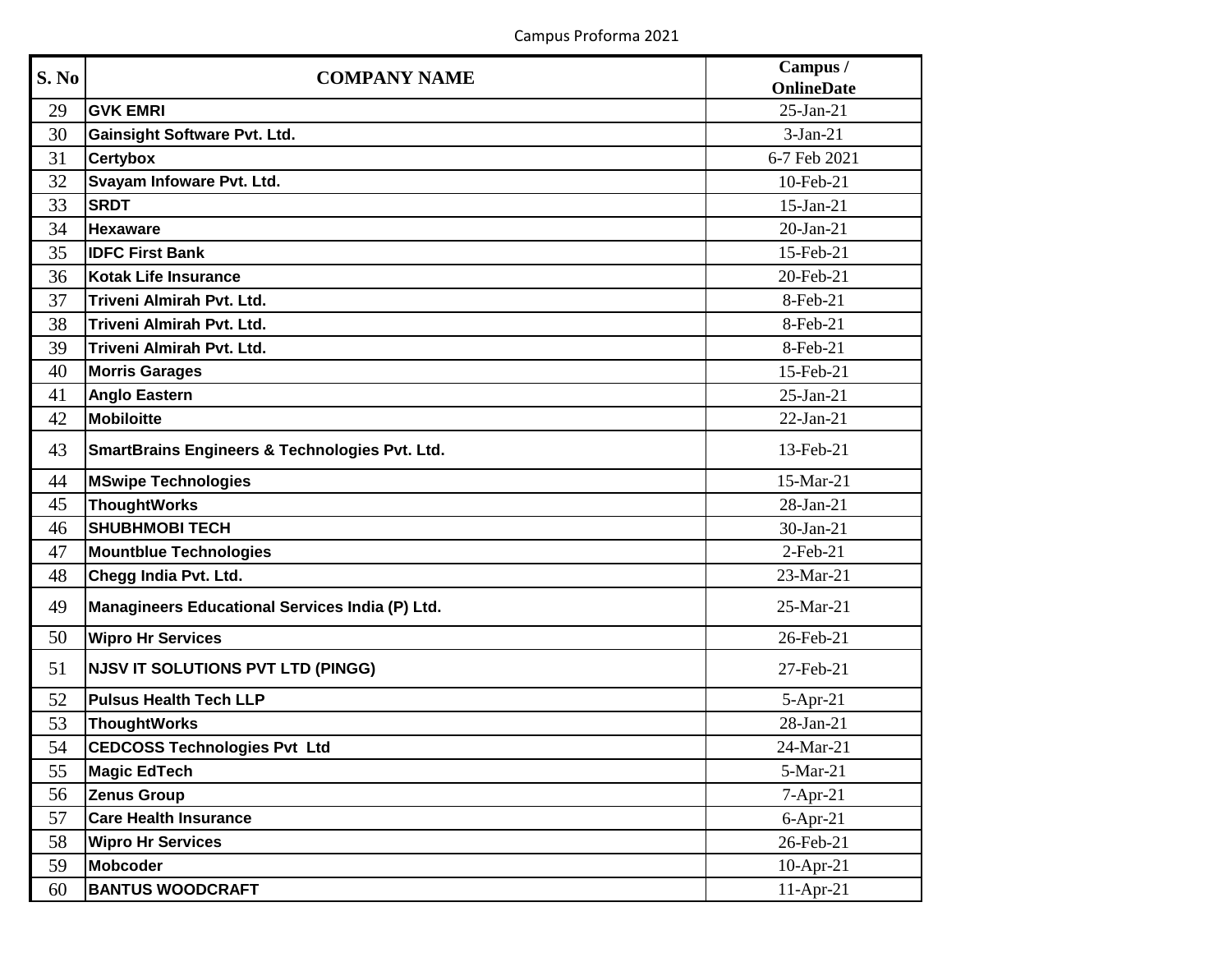| S. No | COMPANY NAME | Campus / OnlineDate |
|---|---|---|
| 29 | **GVK EMRI** | 25-Jan-21 |
| 30 | **Gainsight Software Pvt. Ltd.** | 3-Jan-21 |
| 31 | **Certybox** | 6-7 Feb 2021 |
| 32 | **Svayam Infoware Pvt. Ltd.** | 10-Feb-21 |
| 33 | **SRDT** | 15-Jan-21 |
| 34 | **Hexaware** | 20-Jan-21 |
| 35 | **IDFC First Bank** | 15-Feb-21 |
| 36 | **Kotak Life Insurance** | 20-Feb-21 |
| 37 | **Triveni Almirah Pvt. Ltd.** | 8-Feb-21 |
| 38 | **Triveni Almirah Pvt. Ltd.** | 8-Feb-21 |
| 39 | **Triveni Almirah Pvt. Ltd.** | 8-Feb-21 |
| 40 | **Morris Garages** | 15-Feb-21 |
| 41 | **Anglo Eastern** | 25-Jan-21 |
| 42 | **Mobiloitte** | 22-Jan-21 |
| 43 | **SmartBrains Engineers & Technologies Pvt. Ltd.** | 13-Feb-21 |
| 44 | **MSwipe Technologies** | 15-Mar-21 |
| 45 | **ThoughtWorks** | 28-Jan-21 |
| 46 | **SHUBHMOBI TECH** | 30-Jan-21 |
| 47 | **Mountblue Technologies** | 2-Feb-21 |
| 48 | **Chegg India Pvt. Ltd.** | 23-Mar-21 |
| 49 | **Managineers Educational Services India (P) Ltd.** | 25-Mar-21 |
| 50 | **Wipro Hr Services** | 26-Feb-21 |
| 51 | **NJSV IT SOLUTIONS PVT LTD (PINGG)** | 27-Feb-21 |
| 52 | **Pulsus Health Tech LLP** | 5-Apr-21 |
| 53 | **ThoughtWorks** | 28-Jan-21 |
| 54 | **CEDCOSS Technologies Pvt Ltd** | 24-Mar-21 |
| 55 | **Magic EdTech** | 5-Mar-21 |
| 56 | **Zenus Group** | 7-Apr-21 |
| 57 | **Care Health Insurance** | 6-Apr-21 |
| 58 | **Wipro Hr Services** | 26-Feb-21 |
| 59 | **Mobcoder** | 10-Apr-21 |
| 60 | **BANTUS WOODCRAFT** | 11-Apr-21 |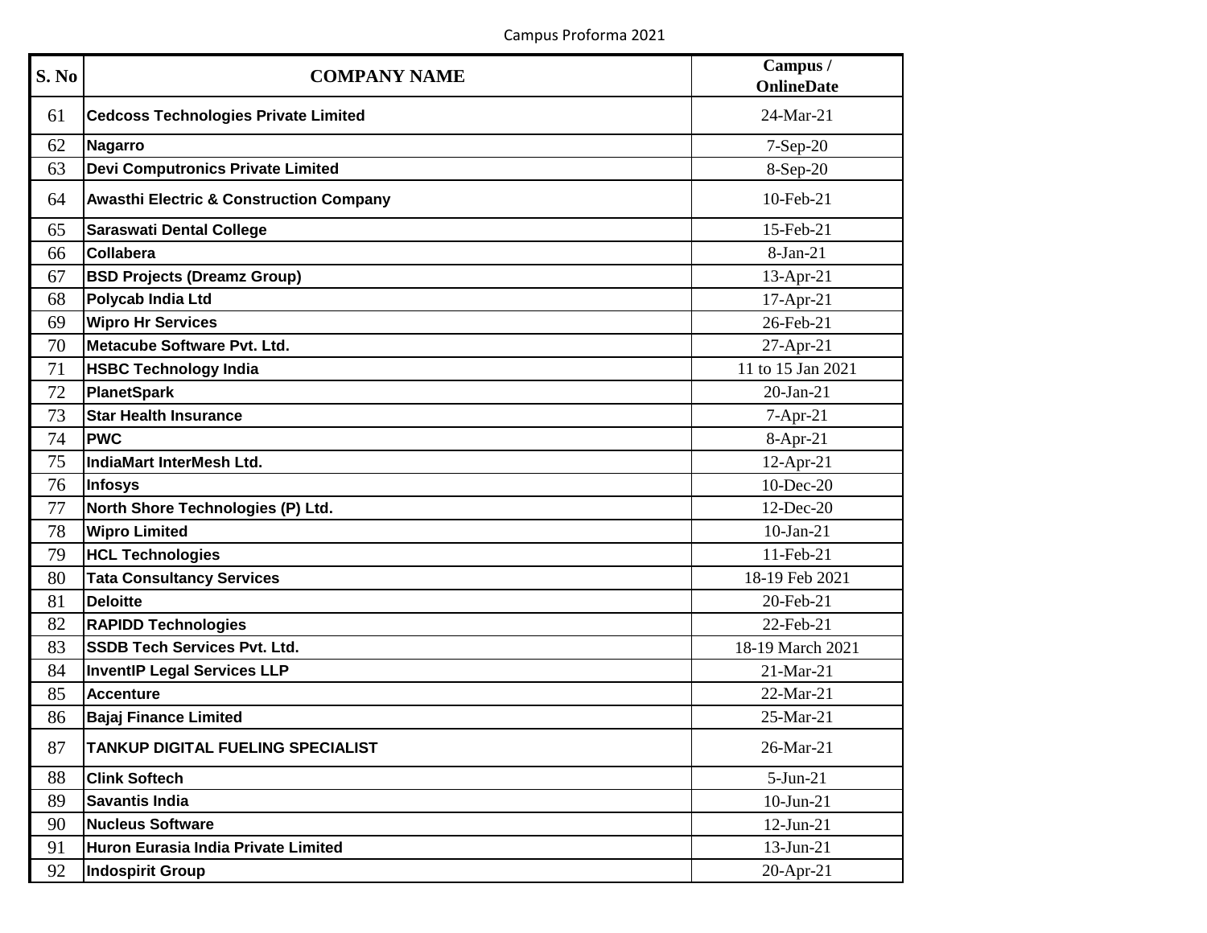| S. No | COMPANY NAME | Campus / OnlineDate |
|---|---|---|
| 61 | **Cedcoss Technologies Private Limited** | 24-Mar-21 |
| 62 | **Nagarro** | 7-Sep-20 |
| 63 | **Devi Computronics Private Limited** | 8-Sep-20 |
| 64 | **Awasthi Electric & Construction Company** | 10-Feb-21 |
| 65 | **Saraswati Dental College** | 15-Feb-21 |
| 66 | **Collabera** | 8-Jan-21 |
| 67 | **BSD Projects (Dreamz Group)** | 13-Apr-21 |
| 68 | **Polycab India Ltd** | 17-Apr-21 |
| 69 | **Wipro Hr Services** | 26-Feb-21 |
| 70 | **Metacube Software Pvt. Ltd.** | 27-Apr-21 |
| 71 | **HSBC Technology India** | 11 to 15 Jan 2021 |
| 72 | **PlanetSpark** | 20-Jan-21 |
| 73 | **Star Health Insurance** | 7-Apr-21 |
| 74 | **PWC** | 8-Apr-21 |
| 75 | **IndiaMart InterMesh Ltd.** | 12-Apr-21 |
| 76 | **Infosys** | 10-Dec-20 |
| 77 | **North Shore Technologies (P) Ltd.** | 12-Dec-20 |
| 78 | **Wipro Limited** | 10-Jan-21 |
| 79 | **HCL Technologies** | 11-Feb-21 |
| 80 | **Tata Consultancy Services** | 18-19 Feb 2021 |
| 81 | **Deloitte** | 20-Feb-21 |
| 82 | **RAPIDD Technologies** | 22-Feb-21 |
| 83 | **SSDB Tech Services Pvt. Ltd.** | 18-19 March 2021 |
| 84 | **InventIP Legal Services LLP** | 21-Mar-21 |
| 85 | **Accenture** | 22-Mar-21 |
| 86 | **Bajaj Finance Limited** | 25-Mar-21 |
| 87 | **TANKUP DIGITAL FUELING SPECIALIST** | 26-Mar-21 |
| 88 | **Clink Softech** | 5-Jun-21 |
| 89 | **Savantis India** | 10-Jun-21 |
| 90 | **Nucleus Software** | 12-Jun-21 |
| 91 | **Huron Eurasia India Private Limited** | 13-Jun-21 |
| 92 | **Indospirit Group** | 20-Apr-21 |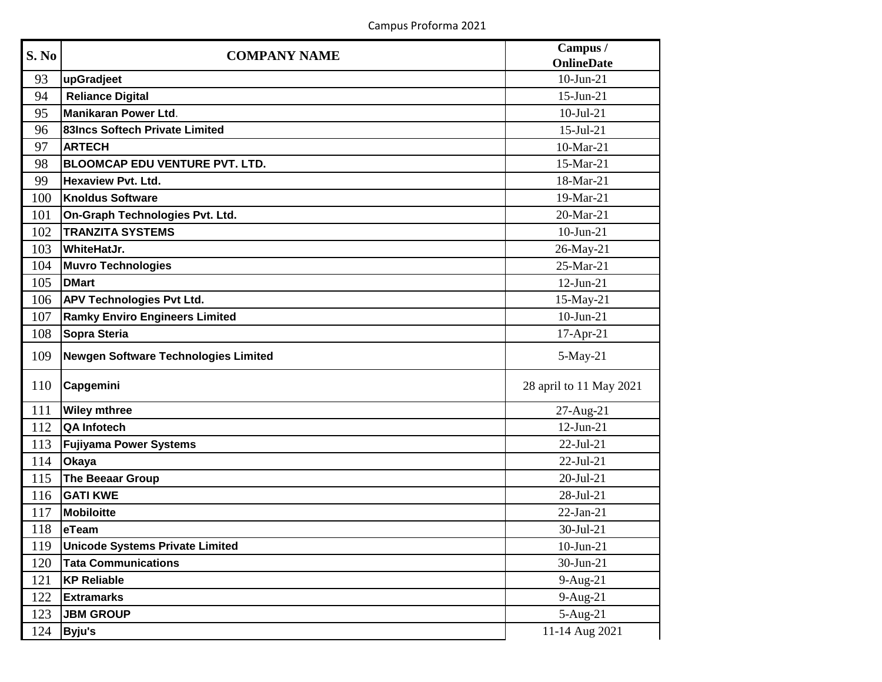Campus Proforma 2021

| S. No | COMPANY NAME | Campus / OnlineDate |
|---|---|---|
| 93 | upGradjeet | 10-Jun-21 |
| 94 | Reliance Digital | 15-Jun-21 |
| 95 | Manikaran Power Ltd. | 10-Jul-21 |
| 96 | 83Incs Softech Private Limited | 15-Jul-21 |
| 97 | ARTECH | 10-Mar-21 |
| 98 | BLOOMCAP EDU VENTURE PVT. LTD. | 15-Mar-21 |
| 99 | Hexaview Pvt. Ltd. | 18-Mar-21 |
| 100 | Knoldus Software | 19-Mar-21 |
| 101 | On-Graph Technologies Pvt. Ltd. | 20-Mar-21 |
| 102 | TRANZITA SYSTEMS | 10-Jun-21 |
| 103 | WhiteHatJr. | 26-May-21 |
| 104 | Muvro Technologies | 25-Mar-21 |
| 105 | DMart | 12-Jun-21 |
| 106 | APV Technologies Pvt Ltd. | 15-May-21 |
| 107 | Ramky Enviro Engineers Limited | 10-Jun-21 |
| 108 | Sopra Steria | 17-Apr-21 |
| 109 | Newgen Software Technologies Limited | 5-May-21 |
| 110 | Capgemini | 28 april to 11 May 2021 |
| 111 | Wiley mthree | 27-Aug-21 |
| 112 | QA Infotech | 12-Jun-21 |
| 113 | Fujiyama Power Systems | 22-Jul-21 |
| 114 | Okaya | 22-Jul-21 |
| 115 | The Beeaar Group | 20-Jul-21 |
| 116 | GATI KWE | 28-Jul-21 |
| 117 | Mobiloitte | 22-Jan-21 |
| 118 | eTeam | 30-Jul-21 |
| 119 | Unicode Systems Private Limited | 10-Jun-21 |
| 120 | Tata Communications | 30-Jun-21 |
| 121 | KP Reliable | 9-Aug-21 |
| 122 | Extramarks | 9-Aug-21 |
| 123 | JBM GROUP | 5-Aug-21 |
| 124 | Byju's | 11-14 Aug 2021 |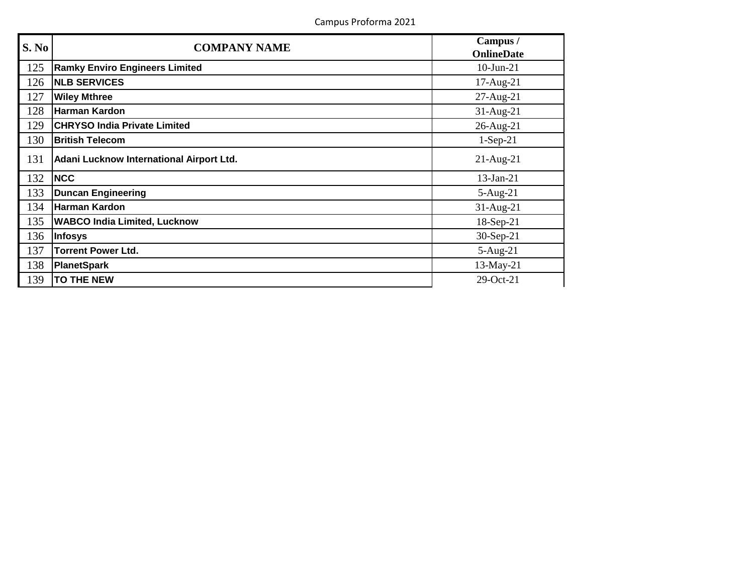Campus Proforma 2021

| S. No | COMPANY NAME | Campus / OnlineDate |
|---|---|---|
| 125 | **Ramky Enviro Engineers Limited** | 10-Jun-21 |
| 126 | **NLB SERVICES** | 17-Aug-21 |
| 127 | **Wiley Mthree** | 27-Aug-21 |
| 128 | **Harman Kardon** | 31-Aug-21 |
| 129 | **CHRYSO India Private Limited** | 26-Aug-21 |
| 130 | **British Telecom** | 1-Sep-21 |
| 131 | **Adani Lucknow International Airport Ltd.** | 21-Aug-21 |
| 132 | **NCC** | 13-Jan-21 |
| 133 | **Duncan Engineering** | 5-Aug-21 |
| 134 | **Harman Kardon** | 31-Aug-21 |
| 135 | **WABCO India Limited, Lucknow** | 18-Sep-21 |
| 136 | **Infosys** | 30-Sep-21 |
| 137 | **Torrent Power Ltd.** | 5-Aug-21 |
| 138 | **PlanetSpark** | 13-May-21 |
| 139 | **TO THE NEW** | 29-Oct-21 |